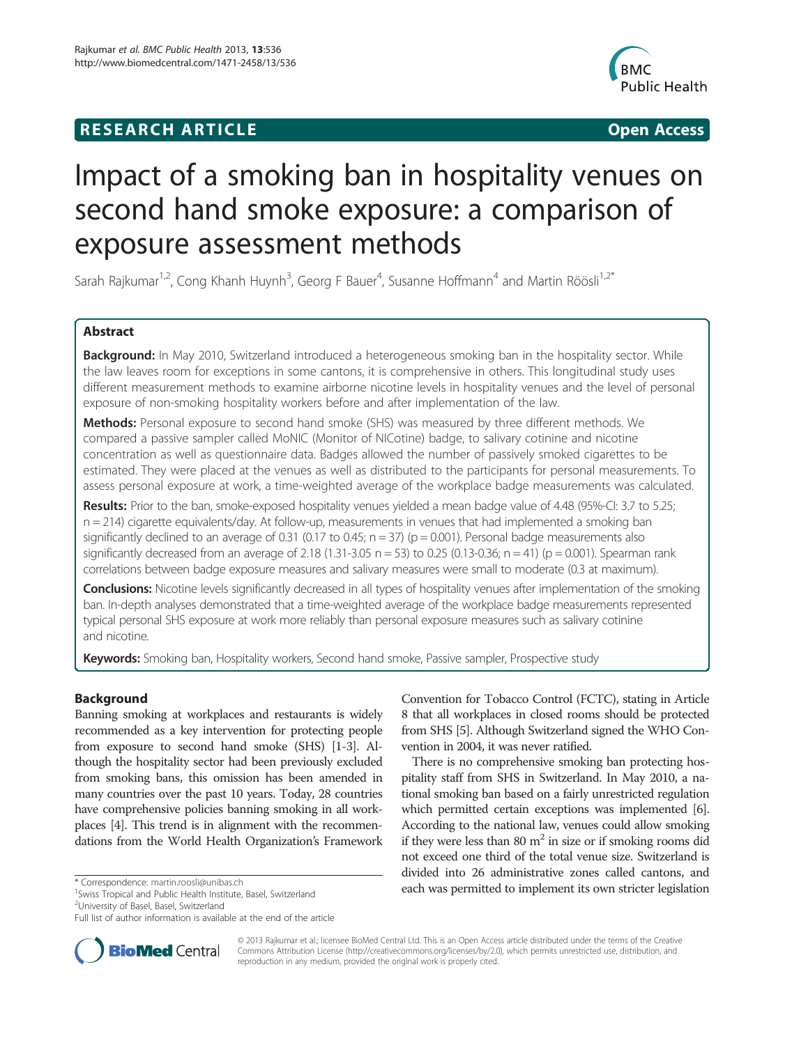**RESEARCH ARTICLE** **Open Access**

# Impact of a smoking ban in hospitality venues on second hand smoke exposure: a comparison of exposure assessment methods

Sarah Rajkumar[1,2], Cong Khanh Huynh[3], Georg F Bauer[4], Susanne Hoffmann[4] and Martin Röösli[1,2*]

## Abstract

**Background:** In May 2010, Switzerland introduced a heterogeneous smoking ban in the hospitality sector. While the law leaves room for exceptions in some cantons, it is comprehensive in others. This longitudinal study uses different measurement methods to examine airborne nicotine levels in hospitality venues and the level of personal exposure of non-smoking hospitality workers before and after implementation of the law.

**Methods:** Personal exposure to second hand smoke (SHS) was measured by three different methods. We compared a passive sampler called MoNIC (Monitor of NICotine) badge, to salivary cotinine and nicotine concentration as well as questionnaire data. Badges allowed the number of passively smoked cigarettes to be estimated. They were placed at the venues as well as distributed to the participants for personal measurements. To assess personal exposure at work, a time-weighted average of the workplace badge measurements was calculated.

**Results:** Prior to the ban, smoke-exposed hospitality venues yielded a mean badge value of 4.48 (95%-CI: 3.7 to 5.25; n = 214) cigarette equivalents/day. At follow-up, measurements in venues that had implemented a smoking ban significantly declined to an average of 0.31 (0.17 to 0.45; n = 37) (p = 0.001). Personal badge measurements also significantly decreased from an average of 2.18 (1.31-3.05 n = 53) to 0.25 (0.13-0.36; n = 41) (p = 0.001). Spearman rank correlations between badge exposure measures and salivary measures were small to moderate (0.3 at maximum).

**Conclusions:** Nicotine levels significantly decreased in all types of hospitality venues after implementation of the smoking ban. In-depth analyses demonstrated that a time-weighted average of the workplace badge measurements represented typical personal SHS exposure at work more reliably than personal exposure measures such as salivary cotinine and nicotine.

**Keywords:** Smoking ban, Hospitality workers, Second hand smoke, Passive sampler, Prospective study

## Background

Banning smoking at workplaces and restaurants is widely recommended as a key intervention for protecting people from exposure to second hand smoke (SHS) [1-3]. Although the hospitality sector had been previously excluded from smoking bans, this omission has been amended in many countries over the past 10 years. Today, 28 countries have comprehensive policies banning smoking in all workplaces [4]. This trend is in alignment with the recommendations from the World Health Organization's Framework Convention for Tobacco Control (FCTC), stating in Article 8 that all workplaces in closed rooms should be protected from SHS [5]. Although Switzerland signed the WHO Convention in 2004, it was never ratified.

There is no comprehensive smoking ban protecting hospitality staff from SHS in Switzerland. In May 2010, a national smoking ban based on a fairly unrestricted regulation which permitted certain exceptions was implemented [6]. According to the national law, venues could allow smoking if they were less than 80 $m^2$ in size or if smoking rooms did not exceed one third of the total venue size. Switzerland is divided into 26 administrative zones called cantons, and each was permitted to implement its own stricter legislation

\* Correspondence: martin.roosli@unibas.ch
[1]Swiss Tropical and Public Health Institute, Basel, Switzerland
[2]University of Basel, Basel, Switzerland
Full list of author information is available at the end of the article

© 2013 Rajkumar et al.; licensee BioMed Central Ltd. This is an Open Access article distributed under the terms of the Creative Commons Attribution License (http://creativecommons.org/licenses/by/2.0), which permits unrestricted use, distribution, and reproduction in any medium, provided the original work is properly cited.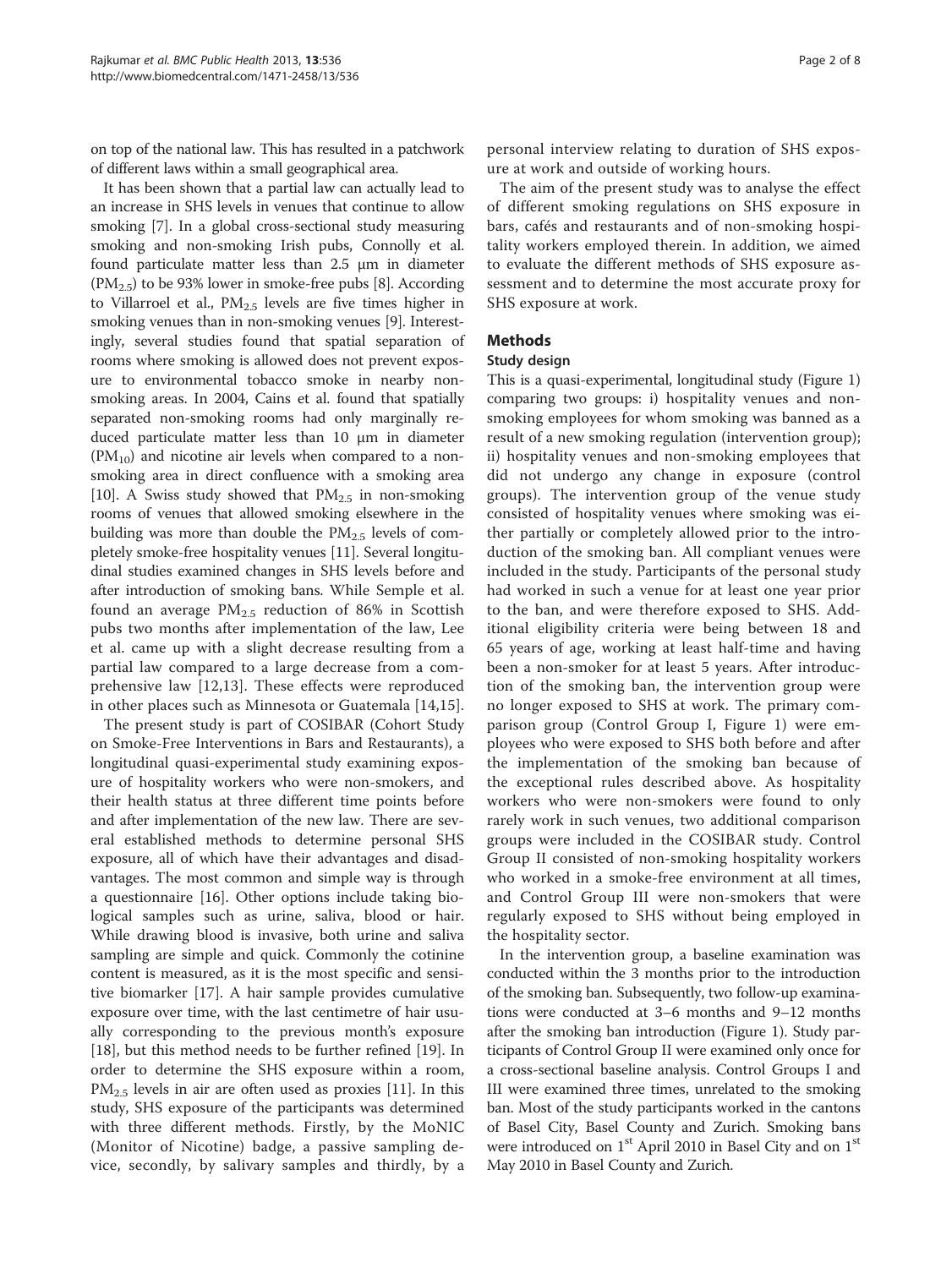on top of the national law. This has resulted in a patchwork of different laws within a small geographical area.

It has been shown that a partial law can actually lead to an increase in SHS levels in venues that continue to allow smoking [7]. In a global cross-sectional study measuring smoking and non-smoking Irish pubs, Connolly et al. found particulate matter less than 2.5 μm in diameter ($PM_{2.5}$) to be 93% lower in smoke-free pubs [8]. According to Villarroel et al., $PM_{2.5}$ levels are five times higher in smoking venues than in non-smoking venues [9]. Interestingly, several studies found that spatial separation of rooms where smoking is allowed does not prevent exposure to environmental tobacco smoke in nearby non-smoking areas. In 2004, Cains et al. found that spatially separated non-smoking rooms had only marginally reduced particulate matter less than 10 μm in diameter ($PM_{10}$) and nicotine air levels when compared to a non-smoking area in direct confluence with a smoking area [10]. A Swiss study showed that $PM_{2.5}$ in non-smoking rooms of venues that allowed smoking elsewhere in the building was more than double the $PM_{2.5}$ levels of completely smoke-free hospitality venues [11]. Several longitudinal studies examined changes in SHS levels before and after introduction of smoking bans. While Semple et al. found an average $PM_{2.5}$ reduction of 86% in Scottish pubs two months after implementation of the law, Lee et al. came up with a slight decrease resulting from a partial law compared to a large decrease from a comprehensive law [12,13]. These effects were reproduced in other places such as Minnesota or Guatemala [14,15].

The present study is part of COSIBAR (Cohort Study on Smoke-Free Interventions in Bars and Restaurants), a longitudinal quasi-experimental study examining exposure of hospitality workers who were non-smokers, and their health status at three different time points before and after implementation of the new law. There are several established methods to determine personal SHS exposure, all of which have their advantages and disadvantages. The most common and simple way is through a questionnaire [16]. Other options include taking biological samples such as urine, saliva, blood or hair. While drawing blood is invasive, both urine and saliva sampling are simple and quick. Commonly the cotinine content is measured, as it is the most specific and sensitive biomarker [17]. A hair sample provides cumulative exposure over time, with the last centimetre of hair usually corresponding to the previous month's exposure [18], but this method needs to be further refined [19]. In order to determine the SHS exposure within a room, $PM_{2.5}$ levels in air are often used as proxies [11]. In this study, SHS exposure of the participants was determined with three different methods. Firstly, by the MoNIC (Monitor of Nicotine) badge, a passive sampling device, secondly, by salivary samples and thirdly, by a personal interview relating to duration of SHS exposure at work and outside of working hours.

The aim of the present study was to analyse the effect of different smoking regulations on SHS exposure in bars, cafés and restaurants and of non-smoking hospitality workers employed therein. In addition, we aimed to evaluate the different methods of SHS exposure assessment and to determine the most accurate proxy for SHS exposure at work.

## Methods

### Study design

This is a quasi-experimental, longitudinal study (Figure 1) comparing two groups: i) hospitality venues and non-smoking employees for whom smoking was banned as a result of a new smoking regulation (intervention group); ii) hospitality venues and non-smoking employees that did not undergo any change in exposure (control groups). The intervention group of the venue study consisted of hospitality venues where smoking was either partially or completely allowed prior to the introduction of the smoking ban. All compliant venues were included in the study. Participants of the personal study had worked in such a venue for at least one year prior to the ban, and were therefore exposed to SHS. Additional eligibility criteria were being between 18 and 65 years of age, working at least half-time and having been a non-smoker for at least 5 years. After introduction of the smoking ban, the intervention group were no longer exposed to SHS at work. The primary comparison group (Control Group I, Figure 1) were employees who were exposed to SHS both before and after the implementation of the smoking ban because of the exceptional rules described above. As hospitality workers who were non-smokers were found to only rarely work in such venues, two additional comparison groups were included in the COSIBAR study. Control Group II consisted of non-smoking hospitality workers who worked in a smoke-free environment at all times, and Control Group III were non-smokers that were regularly exposed to SHS without being employed in the hospitality sector.

In the intervention group, a baseline examination was conducted within the 3 months prior to the introduction of the smoking ban. Subsequently, two follow-up examinations were conducted at 3–6 months and 9–12 months after the smoking ban introduction (Figure 1). Study participants of Control Group II were examined only once for a cross-sectional baseline analysis. Control Groups I and III were examined three times, unrelated to the smoking ban. Most of the study participants worked in the cantons of Basel City, Basel County and Zurich. Smoking bans were introduced on 1st April 2010 in Basel City and on 1st May 2010 in Basel County and Zurich.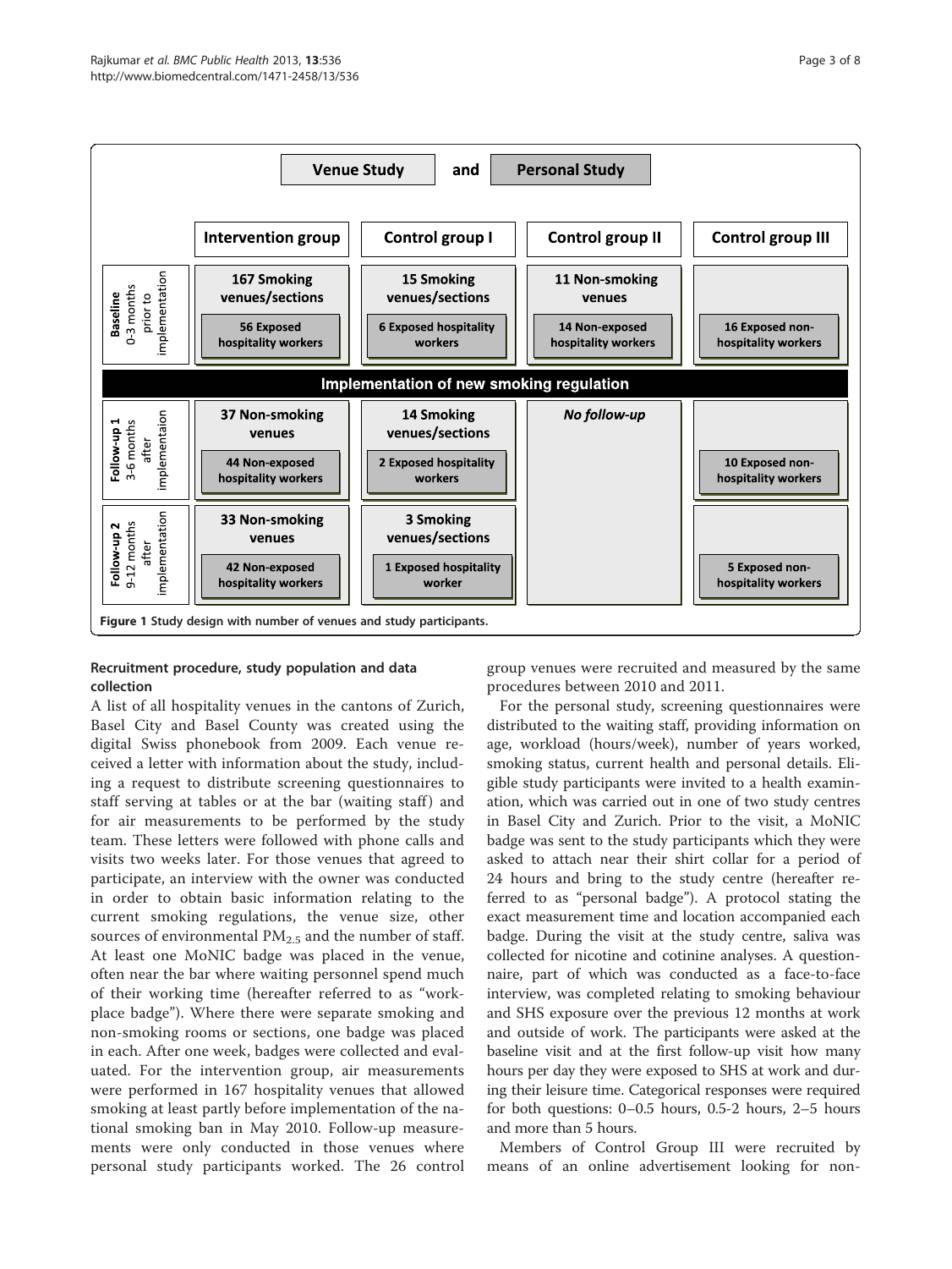| Venue Study and Personal Study | Intervention group | Control group I | Control group II | Control group III |
|---|---|---|---|---|
| Baseline 0-3 months prior to implementation | 167 Smoking venues/sections; 56 Exposed hospitality workers | 15 Smoking venues/sections; 6 Exposed hospitality workers | 11 Non-smoking venues; 14 Non-exposed hospitality workers | 16 Exposed non-hospitality workers |
| Implementation of new smoking regulation | | | | |
| Follow-up 1 3-6 months after implementaion | 37 Non-smoking venues; 44 Non-exposed hospitality workers | 14 Smoking venues/sections; 2 Exposed hospitality workers | *No follow-up* | 10 Exposed non-hospitality workers |
| Follow-up 2 9-12 months after implementation | 33 Non-smoking venues; 42 Non-exposed hospitality workers | 3 Smoking venues/sections; 1 Exposed hospitality worker | | 5 Exposed non-hospitality workers |

**Figure 1** Study design with number of venues and study participants.

### Recruitment procedure, study population and data collection

A list of all hospitality venues in the cantons of Zurich, Basel City and Basel County was created using the digital Swiss phonebook from 2009. Each venue received a letter with information about the study, including a request to distribute screening questionnaires to staff serving at tables or at the bar (waiting staff) and for air measurements to be performed by the study team. These letters were followed with phone calls and visits two weeks later. For those venues that agreed to participate, an interview with the owner was conducted in order to obtain basic information relating to the current smoking regulations, the venue size, other sources of environmental $PM_{2.5}$ and the number of staff. At least one MoNIC badge was placed in the venue, often near the bar where waiting personnel spend much of their working time (hereafter referred to as "workplace badge"). Where there were separate smoking and non-smoking rooms or sections, one badge was placed in each. After one week, badges were collected and evaluated. For the intervention group, air measurements were performed in 167 hospitality venues that allowed smoking at least partly before implementation of the national smoking ban in May 2010. Follow-up measurements were only conducted in those venues where personal study participants worked. The 26 control group venues were recruited and measured by the same procedures between 2010 and 2011.

For the personal study, screening questionnaires were distributed to the waiting staff, providing information on age, workload (hours/week), number of years worked, smoking status, current health and personal details. Eligible study participants were invited to a health examination, which was carried out in one of two study centres in Basel City and Zurich. Prior to the visit, a MoNIC badge was sent to the study participants which they were asked to attach near their shirt collar for a period of 24 hours and bring to the study centre (hereafter referred to as "personal badge"). A protocol stating the exact measurement time and location accompanied each badge. During the visit at the study centre, saliva was collected for nicotine and cotinine analyses. A questionnaire, part of which was conducted as a face-to-face interview, was completed relating to smoking behaviour and SHS exposure over the previous 12 months at work and outside of work. The participants were asked at the baseline visit and at the first follow-up visit how many hours per day they were exposed to SHS at work and during their leisure time. Categorical responses were required for both questions: 0–0.5 hours, 0.5-2 hours, 2–5 hours and more than 5 hours.

Members of Control Group III were recruited by means of an online advertisement looking for non-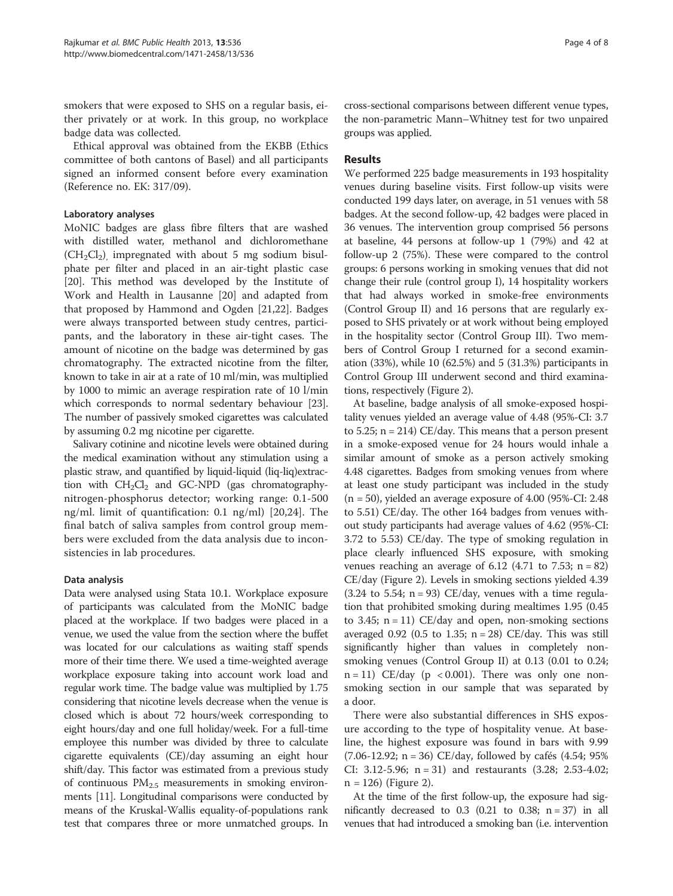smokers that were exposed to SHS on a regular basis, either privately or at work. In this group, no workplace badge data was collected.

Ethical approval was obtained from the EKBB (Ethics committee of both cantons of Basel) and all participants signed an informed consent before every examination (Reference no. EK: 317/09).

### Laboratory analyses

MoNIC badges are glass fibre filters that are washed with distilled water, methanol and dichloromethane ($CH_2Cl_2$), impregnated with about 5 mg sodium bisulphate per filter and placed in an air-tight plastic case [20]. This method was developed by the Institute of Work and Health in Lausanne [20] and adapted from that proposed by Hammond and Ogden [21,22]. Badges were always transported between study centres, participants, and the laboratory in these air-tight cases. The amount of nicotine on the badge was determined by gas chromatography. The extracted nicotine from the filter, known to take in air at a rate of 10 ml/min, was multiplied by 1000 to mimic an average respiration rate of 10 l/min which corresponds to normal sedentary behaviour [23]. The number of passively smoked cigarettes was calculated by assuming 0.2 mg nicotine per cigarette.

Salivary cotinine and nicotine levels were obtained during the medical examination without any stimulation using a plastic straw, and quantified by liquid-liquid (liq-liq)extraction with $CH_2Cl_2$ and GC-NPD (gas chromatography-nitrogen-phosphorus detector; working range: 0.1-500 ng/ml. limit of quantification: 0.1 ng/ml) [20,24]. The final batch of saliva samples from control group members were excluded from the data analysis due to inconsistencies in lab procedures.

### Data analysis

Data were analysed using Stata 10.1. Workplace exposure of participants was calculated from the MoNIC badge placed at the workplace. If two badges were placed in a venue, we used the value from the section where the buffet was located for our calculations as waiting staff spends more of their time there. We used a time-weighted average workplace exposure taking into account work load and regular work time. The badge value was multiplied by 1.75 considering that nicotine levels decrease when the venue is closed which is about 72 hours/week corresponding to eight hours/day and one full holiday/week. For a full-time employee this number was divided by three to calculate cigarette equivalents (CE)/day assuming an eight hour shift/day. This factor was estimated from a previous study of continuous $PM_{2.5}$ measurements in smoking environments [11]. Longitudinal comparisons were conducted by means of the Kruskal-Wallis equality-of-populations rank test that compares three or more unmatched groups. In cross-sectional comparisons between different venue types, the non-parametric Mann–Whitney test for two unpaired groups was applied.

## Results

We performed 225 badge measurements in 193 hospitality venues during baseline visits. First follow-up visits were conducted 199 days later, on average, in 51 venues with 58 badges. At the second follow-up, 42 badges were placed in 36 venues. The intervention group comprised 56 persons at baseline, 44 persons at follow-up 1 (79%) and 42 at follow-up 2 (75%). These were compared to the control groups: 6 persons working in smoking venues that did not change their rule (control group I), 14 hospitality workers that had always worked in smoke-free environments (Control Group II) and 16 persons that are regularly exposed to SHS privately or at work without being employed in the hospitality sector (Control Group III). Two members of Control Group I returned for a second examination (33%), while 10 (62.5%) and 5 (31.3%) participants in Control Group III underwent second and third examinations, respectively (Figure 2).

At baseline, badge analysis of all smoke-exposed hospitality venues yielded an average value of 4.48 (95%-CI: 3.7 to 5.25; n = 214) CE/day. This means that a person present in a smoke-exposed venue for 24 hours would inhale a similar amount of smoke as a person actively smoking 4.48 cigarettes. Badges from smoking venues from where at least one study participant was included in the study (n = 50), yielded an average exposure of 4.00 (95%-CI: 2.48 to 5.51) CE/day. The other 164 badges from venues without study participants had average values of 4.62 (95%-CI: 3.72 to 5.53) CE/day. The type of smoking regulation in place clearly influenced SHS exposure, with smoking venues reaching an average of 6.12 (4.71 to 7.53; n = 82) CE/day (Figure 2). Levels in smoking sections yielded 4.39 (3.24 to 5.54; n = 93) CE/day, venues with a time regulation that prohibited smoking during mealtimes 1.95 (0.45 to 3.45; n = 11) CE/day and open, non-smoking sections averaged 0.92 (0.5 to 1.35; n = 28) CE/day. This was still significantly higher than values in completely non-smoking venues (Control Group II) at 0.13 (0.01 to 0.24; n = 11) CE/day ($p < 0.001$). There was only one non-smoking section in our sample that was separated by a door.

There were also substantial differences in SHS exposure according to the type of hospitality venue. At baseline, the highest exposure was found in bars with 9.99 (7.06-12.92; n = 36) CE/day, followed by cafés (4.54; 95% CI: 3.12-5.96; n = 31) and restaurants (3.28; 2.53-4.02; n = 126) (Figure 2).

At the time of the first follow-up, the exposure had significantly decreased to 0.3 (0.21 to 0.38; n = 37) in all venues that had introduced a smoking ban (i.e. intervention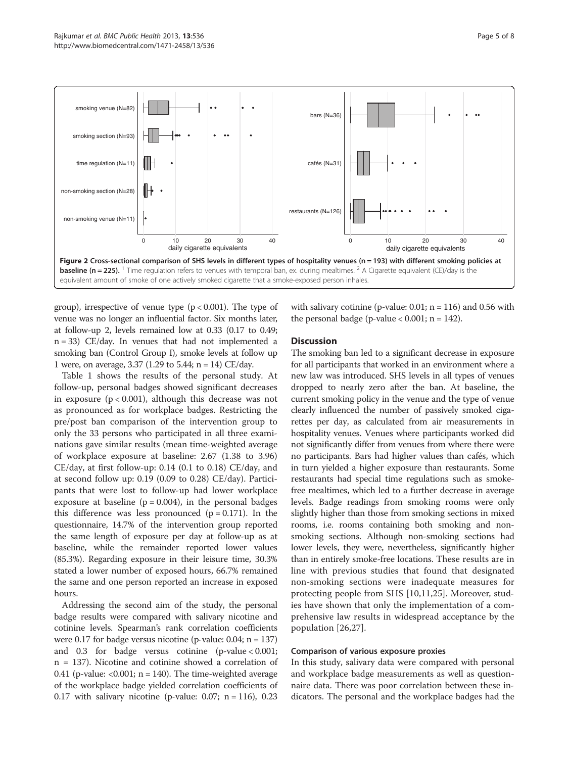smoking venue (N=82)

smoking section (N=93)

time regulation (N=11)

non-smoking section (N=28)

non-smoking venue (N=11)

daily cigarette equivalents

bars (N=36)

cafés (N=31)

restaurants (N=126)

daily cigarette equivalents

**Figure 2 Cross-sectional comparison of SHS levels in different types of hospitality venues (n = 193) with different smoking policies at baseline (n = 225).** [1] Time regulation refers to venues with temporal ban, ex. during mealtimes. [2] A Cigarette equivalent (CE)/day is the equivalent amount of smoke of one actively smoked cigarette that a smoke-exposed person inhales.

group), irrespective of venue type ($p < 0.001$). The type of venue was no longer an influential factor. Six months later, at follow-up 2, levels remained low at 0.33 (0.17 to 0.49; n = 33) CE/day. In venues that had not implemented a smoking ban (Control Group I), smoke levels at follow up 1 were, on average, 3.37 (1.29 to 5.44; n = 14) CE/day.

Table 1 shows the results of the personal study. At follow-up, personal badges showed significant decreases in exposure ($p < 0.001$), although this decrease was not as pronounced as for workplace badges. Restricting the pre/post ban comparison of the intervention group to only the 33 persons who participated in all three examinations gave similar results (mean time-weighted average of workplace exposure at baseline: 2.67 (1.38 to 3.96) CE/day, at first follow-up: 0.14 (0.1 to 0.18) CE/day, and at second follow up: 0.19 (0.09 to 0.28) CE/day). Participants that were lost to follow-up had lower workplace exposure at baseline ($p = 0.004$), in the personal badges this difference was less pronounced ($p = 0.171$). In the questionnaire, 14.7% of the intervention group reported the same length of exposure per day at follow-up as at baseline, while the remainder reported lower values (85.3%). Regarding exposure in their leisure time, 30.3% stated a lower number of exposed hours, 66.7% remained the same and one person reported an increase in exposed hours.

Addressing the second aim of the study, the personal badge results were compared with salivary nicotine and cotinine levels. Spearman's rank correlation coefficients were 0.17 for badge versus nicotine (p-value: 0.04; n = 137) and 0.3 for badge versus cotinine (p-value < 0.001; n = 137). Nicotine and cotinine showed a correlation of 0.41 (p-value: <0.001; n = 140). The time-weighted average of the workplace badge yielded correlation coefficients of 0.17 with salivary nicotine (p-value: 0.07; n = 116), 0.23 with salivary cotinine (p-value: 0.01; n = 116) and 0.56 with the personal badge (p-value < 0.001; n = 142).

## Discussion

The smoking ban led to a significant decrease in exposure for all participants that worked in an environment where a new law was introduced. SHS levels in all types of venues dropped to nearly zero after the ban. At baseline, the current smoking policy in the venue and the type of venue clearly influenced the number of passively smoked cigarettes per day, as calculated from air measurements in hospitality venues. Venues where participants worked did not significantly differ from venues from where there were no participants. Bars had higher values than cafés, which in turn yielded a higher exposure than restaurants. Some restaurants had special time regulations such as smoke-free mealtimes, which led to a further decrease in average levels. Badge readings from smoking rooms were only slightly higher than those from smoking sections in mixed rooms, i.e. rooms containing both smoking and non-smoking sections. Although non-smoking sections had lower levels, they were, nevertheless, significantly higher than in entirely smoke-free locations. These results are in line with previous studies that found that designated non-smoking sections were inadequate measures for protecting people from SHS [10,11,25]. Moreover, studies have shown that only the implementation of a comprehensive law results in widespread acceptance by the population [26,27].

### Comparison of various exposure proxies

In this study, salivary data were compared with personal and workplace badge measurements as well as questionnaire data. There was poor correlation between these indicators. The personal and the workplace badges had the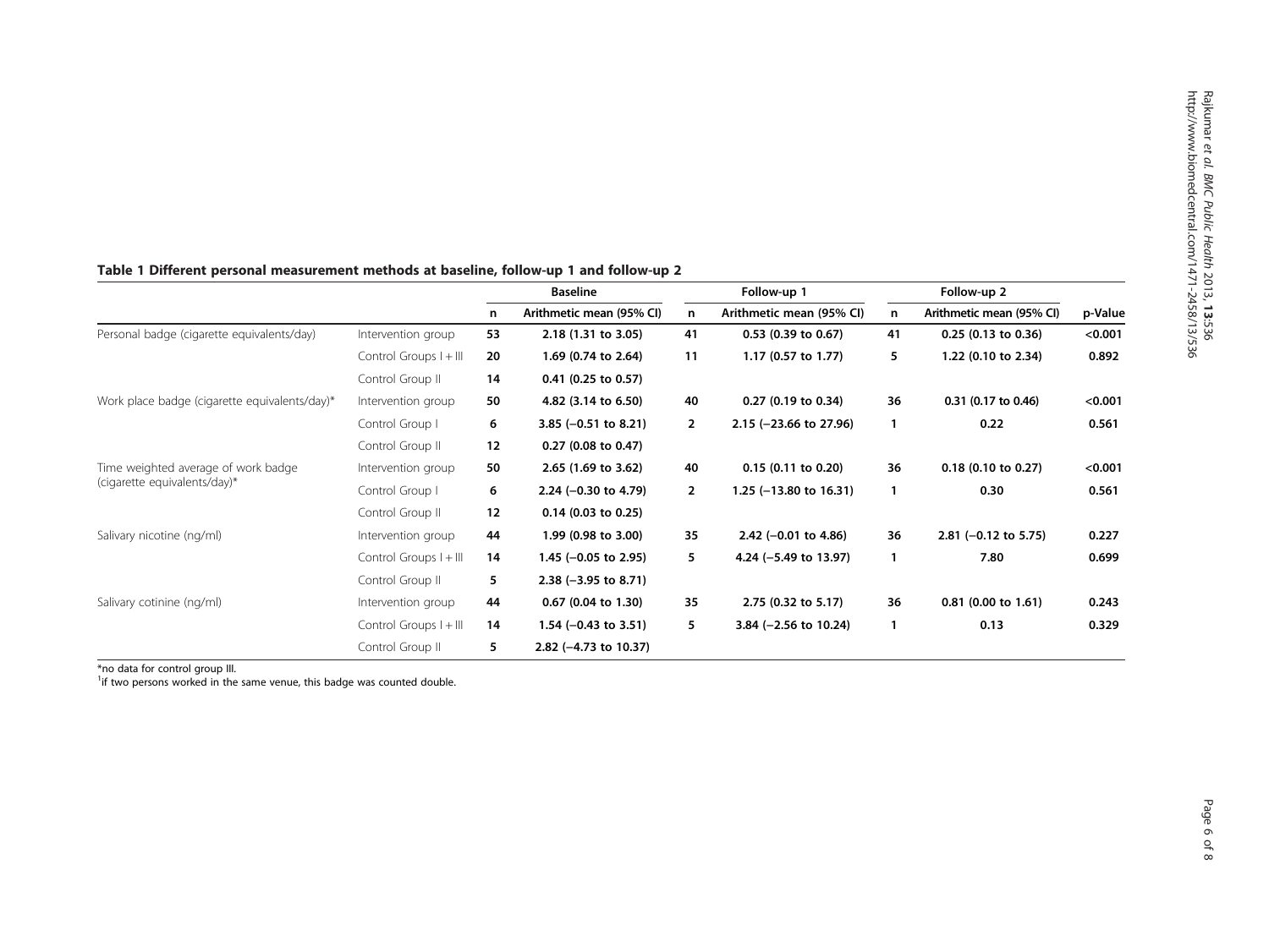**Table 1 Different personal measurement methods at baseline, follow-up 1 and follow-up 2**

| | | Baseline | | Follow-up 1 | | Follow-up 2 | | |
|---|---|---|---|---|---|---|---|---|
| | | n | Arithmetic mean (95% CI) | n | Arithmetic mean (95% CI) | n | Arithmetic mean (95% CI) | p-Value |
| Personal badge (cigarette equivalents/day) | Intervention group | 53 | 2.18 (1.31 to 3.05) | 41 | 0.53 (0.39 to 0.67) | 41 | 0.25 (0.13 to 0.36) | <0.001 |
| | Control Groups I + III | 20 | 1.69 (0.74 to 2.64) | 11 | 1.17 (0.57 to 1.77) | 5 | 1.22 (0.10 to 2.34) | 0.892 |
| | Control Group II | 14 | 0.41 (0.25 to 0.57) | | | | | |
| Work place badge (cigarette equivalents/day)* | Intervention group | 50 | 4.82 (3.14 to 6.50) | 40 | 0.27 (0.19 to 0.34) | 36 | 0.31 (0.17 to 0.46) | <0.001 |
| | Control Group I | 6 | 3.85 (−0.51 to 8.21) | 2 | 2.15 (−23.66 to 27.96) | 1 | 0.22 | 0.561 |
| | Control Group II | 12 | 0.27 (0.08 to 0.47) | | | | | |
| Time weighted average of work badge (cigarette equivalents/day)* | Intervention group | 50 | 2.65 (1.69 to 3.62) | 40 | 0.15 (0.11 to 0.20) | 36 | 0.18 (0.10 to 0.27) | <0.001 |
| | Control Group I | 6 | 2.24 (−0.30 to 4.79) | 2 | 1.25 (−13.80 to 16.31) | 1 | 0.30 | 0.561 |
| | Control Group II | 12 | 0.14 (0.03 to 0.25) | | | | | |
| Salivary nicotine (ng/ml) | Intervention group | 44 | 1.99 (0.98 to 3.00) | 35 | 2.42 (−0.01 to 4.86) | 36 | 2.81 (−0.12 to 5.75) | 0.227 |
| | Control Groups I + III | 14 | 1.45 (−0.05 to 2.95) | 5 | 4.24 (−5.49 to 13.97) | 1 | 7.80 | 0.699 |
| | Control Group II | 5 | 2.38 (−3.95 to 8.71) | | | | | |
| Salivary cotinine (ng/ml) | Intervention group | 44 | 0.67 (0.04 to 1.30) | 35 | 2.75 (0.32 to 5.17) | 36 | 0.81 (0.00 to 1.61) | 0.243 |
| | Control Groups I + III | 14 | 1.54 (−0.43 to 3.51) | 5 | 3.84 (−2.56 to 10.24) | 1 | 0.13 | 0.329 |
| | Control Group II | 5 | 2.82 (−4.73 to 10.37) | | | | | |

*no data for control group III.

[1]if two persons worked in the same venue, this badge was counted double.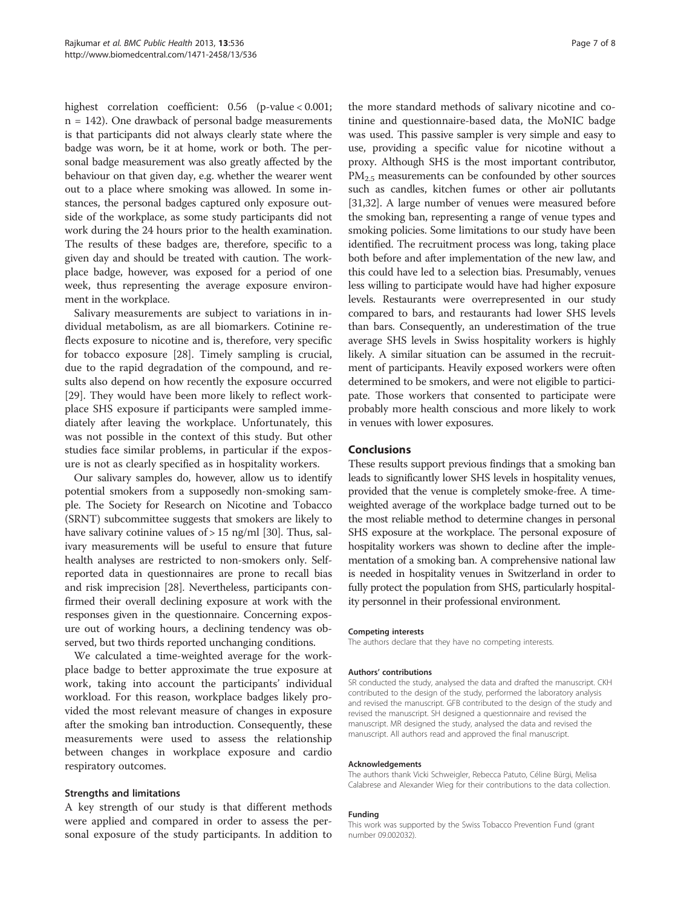highest correlation coefficient: 0.56 (p-value < 0.001; n = 142). One drawback of personal badge measurements is that participants did not always clearly state where the badge was worn, be it at home, work or both. The personal badge measurement was also greatly affected by the behaviour on that given day, e.g. whether the wearer went out to a place where smoking was allowed. In some instances, the personal badges captured only exposure outside of the workplace, as some study participants did not work during the 24 hours prior to the health examination. The results of these badges are, therefore, specific to a given day and should be treated with caution. The workplace badge, however, was exposed for a period of one week, thus representing the average exposure environment in the workplace.

Salivary measurements are subject to variations in individual metabolism, as are all biomarkers. Cotinine reflects exposure to nicotine and is, therefore, very specific for tobacco exposure [28]. Timely sampling is crucial, due to the rapid degradation of the compound, and results also depend on how recently the exposure occurred [29]. They would have been more likely to reflect workplace SHS exposure if participants were sampled immediately after leaving the workplace. Unfortunately, this was not possible in the context of this study. But other studies face similar problems, in particular if the exposure is not as clearly specified as in hospitality workers.

Our salivary samples do, however, allow us to identify potential smokers from a supposedly non-smoking sample. The Society for Research on Nicotine and Tobacco (SRNT) subcommittee suggests that smokers are likely to have salivary cotinine values of > 15 ng/ml [30]. Thus, salivary measurements will be useful to ensure that future health analyses are restricted to non-smokers only. Self-reported data in questionnaires are prone to recall bias and risk imprecision [28]. Nevertheless, participants confirmed their overall declining exposure at work with the responses given in the questionnaire. Concerning exposure out of working hours, a declining tendency was observed, but two thirds reported unchanging conditions.

We calculated a time-weighted average for the workplace badge to better approximate the true exposure at work, taking into account the participants' individual workload. For this reason, workplace badges likely provided the most relevant measure of changes in exposure after the smoking ban introduction. Consequently, these measurements were used to assess the relationship between changes in workplace exposure and cardio respiratory outcomes.

### Strengths and limitations

A key strength of our study is that different methods were applied and compared in order to assess the personal exposure of the study participants. In addition to the more standard methods of salivary nicotine and cotinine and questionnaire-based data, the MoNIC badge was used. This passive sampler is very simple and easy to use, providing a specific value for nicotine without a proxy. Although SHS is the most important contributor, $PM_{2.5}$ measurements can be confounded by other sources such as candles, kitchen fumes or other air pollutants [31,32]. A large number of venues were measured before the smoking ban, representing a range of venue types and smoking policies. Some limitations to our study have been identified. The recruitment process was long, taking place both before and after implementation of the new law, and this could have led to a selection bias. Presumably, venues less willing to participate would have had higher exposure levels. Restaurants were overrepresented in our study compared to bars, and restaurants had lower SHS levels than bars. Consequently, an underestimation of the true average SHS levels in Swiss hospitality workers is highly likely. A similar situation can be assumed in the recruitment of participants. Heavily exposed workers were often determined to be smokers, and were not eligible to participate. Those workers that consented to participate were probably more health conscious and more likely to work in venues with lower exposures.

## Conclusions

These results support previous findings that a smoking ban leads to significantly lower SHS levels in hospitality venues, provided that the venue is completely smoke-free. A time-weighted average of the workplace badge turned out to be the most reliable method to determine changes in personal SHS exposure at the workplace. The personal exposure of hospitality workers was shown to decline after the implementation of a smoking ban. A comprehensive national law is needed in hospitality venues in Switzerland in order to fully protect the population from SHS, particularly hospitality personnel in their professional environment.

#### Competing interests

The authors declare that they have no competing interests.

#### Authors' contributions

SR conducted the study, analysed the data and drafted the manuscript. CKH contributed to the design of the study, performed the laboratory analysis and revised the manuscript. GFB contributed to the design of the study and revised the manuscript. SH designed a questionnaire and revised the manuscript. MR designed the study, analysed the data and revised the manuscript. All authors read and approved the final manuscript.

#### Acknowledgements

The authors thank Vicki Schweigler, Rebecca Patuto, Céline Bürgi, Melisa Calabrese and Alexander Wieg for their contributions to the data collection.

#### Funding

This work was supported by the Swiss Tobacco Prevention Fund (grant number 09.002032).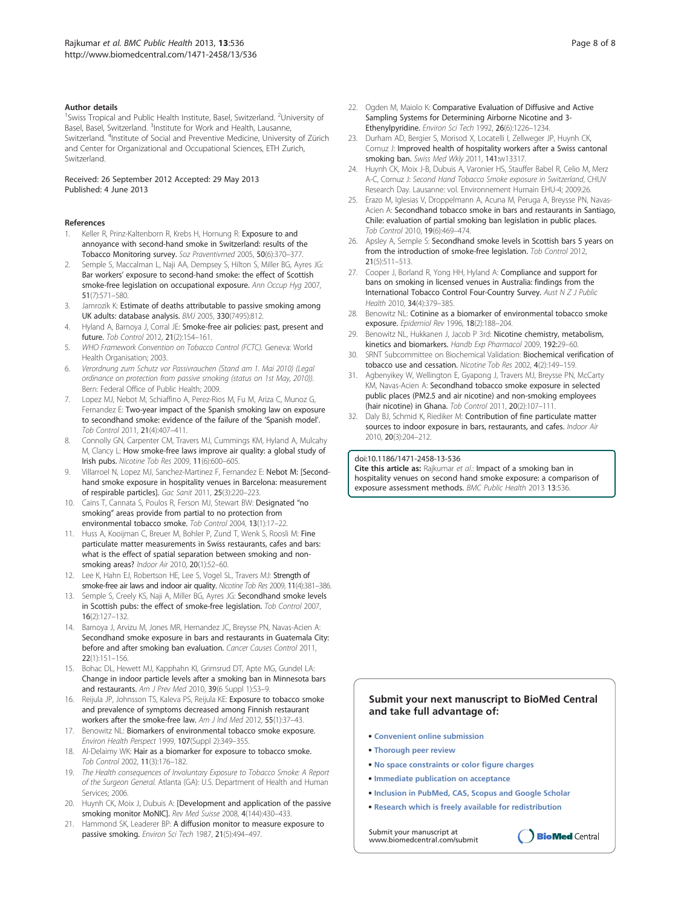## Author details

[1]Swiss Tropical and Public Health Institute, Basel, Switzerland. [2]University of Basel, Basel, Switzerland. [3]Institute for Work and Health, Lausanne, Switzerland. [4]Institute of Social and Preventive Medicine, University of Zürich and Center for Organizational and Occupational Sciences, ETH Zurich, Switzerland.

Received: 26 September 2012 Accepted: 29 May 2013
Published: 4 June 2013

## References

1. Keller R, Prinz-Kaltenborn R, Krebs H, Hornung R: **Exposure to and annoyance with second-hand smoke in Switzerland: results of the Tobacco Monitoring survey.** *Soz Praventivmed* 2005, **50**(6):370–377.
2. Semple S, Maccalman L, Naji AA, Dempsey S, Hilton S, Miller BG, Ayres JG: **Bar workers' exposure to second-hand smoke: the effect of Scottish smoke-free legislation on occupational exposure.** *Ann Occup Hyg* 2007, **51**(7):571–580.
3. Jamrozik K: **Estimate of deaths attributable to passive smoking among UK adults: database analysis.** *BMJ* 2005, **330**(7495):812.
4. Hyland A, Barnoya J, Corral JE: **Smoke-free air policies: past, present and future.** *Tob Control* 2012, **21**(2):154–161.
5. *WHO Framework Convention on Tobacco Control (FCTC).* Geneva: World Health Organisation; 2003.
6. *Verordnung zum Schutz vor Passivrauchen (Stand am 1. Mai 2010) (Legal ordinance on protection from passive smoking (status on 1st May, 2010)).* Bern: Federal Office of Public Health; 2009.
7. Lopez MJ, Nebot M, Schiaffino A, Perez-Rios M, Fu M, Ariza C, Munoz G, Fernandez E: **Two-year impact of the Spanish smoking law on exposure to secondhand smoke: evidence of the failure of the 'Spanish model'.** *Tob Control* 2011, **21**(4):407–411.
8. Connolly GN, Carpenter CM, Travers MJ, Cummings KM, Hyland A, Mulcahy M, Clancy L: **How smoke-free laws improve air quality: a global study of Irish pubs.** *Nicotine Tob Res* 2009, **11**(6):600–605.
9. Villarroel N, Lopez MJ, Sanchez-Martinez F, Fernandez E: **Nebot M: [Second-hand smoke exposure in hospitality venues in Barcelona: measurement of respirable particles].** *Gac Sanit* 2011, **25**(3):220–223.
10. Cains T, Cannata S, Poulos R, Ferson MJ, Stewart BW: **Designated "no smoking" areas provide from partial to no protection from environmental tobacco smoke.** *Tob Control* 2004, **13**(1):17–22.
11. Huss A, Kooijman C, Breuer M, Bohler P, Zund T, Wenk S, Roosli M: **Fine particulate matter measurements in Swiss restaurants, cafes and bars: what is the effect of spatial separation between smoking and non-smoking areas?** *Indoor Air* 2010, **20**(1):52–60.
12. Lee K, Hahn EJ, Robertson HE, Lee S, Vogel SL, Travers MJ: **Strength of smoke-free air laws and indoor air quality.** *Nicotine Tob Res* 2009, **11**(4):381–386.
13. Semple S, Creely KS, Naji A, Miller BG, Ayres JG: **Secondhand smoke levels in Scottish pubs: the effect of smoke-free legislation.** *Tob Control* 2007, **16**(2):127–132.
14. Barnoya J, Arvizu M, Jones MR, Hernandez JC, Breysse PN, Navas-Acien A: **Secondhand smoke exposure in bars and restaurants in Guatemala City: before and after smoking ban evaluation.** *Cancer Causes Control* 2011, **22**(1):151–156.
15. Bohac DL, Hewett MJ, Kapphahn KI, Grimsrud DT, Apte MG, Gundel LA: **Change in indoor particle levels after a smoking ban in Minnesota bars and restaurants.** *Am J Prev Med* 2010, **39**(6 Suppl 1):S3–9.
16. Reijula JP, Johnsson TS, Kaleva PS, Reijula KE: **Exposure to tobacco smoke and prevalence of symptoms decreased among Finnish restaurant workers after the smoke-free law.** *Am J Ind Med* 2012, **55**(1):37–43.
17. Benowitz NL: **Biomarkers of environmental tobacco smoke exposure.** *Environ Health Perspect* 1999, **107**(Suppl 2):349–355.
18. Al-Delaimy WK: **Hair as a biomarker for exposure to tobacco smoke.** *Tob Control* 2002, **11**(3):176–182.
19. *The Health consequences of Involuntary Exposure to Tobacco Smoke: A Report of the Surgeon General.* Atlanta (GA): U.S. Department of Health and Human Services; 2006.
20. Huynh CK, Moix J, Dubuis A: **[Development and application of the passive smoking monitor MoNIC].** *Rev Med Suisse* 2008, **4**(144):430–433.
21. Hammond SK, Leaderer BP: **A diffusion monitor to measure exposure to passive smoking.** *Environ Sci Tech* 1987, **21**(5):494–497.
22. Ogden M, Maiolo K: **Comparative Evaluation of Diffusive and Active Sampling Systems for Determining Airborne Nicotine and 3-Ethenylpyridine.** *Environ Sci Tech* 1992, **26**(6):1226–1234.
23. Durham AD, Bergier S, Morisod X, Locatelli I, Zellweger JP, Huynh CK, Cornuz J: **Improved health of hospitality workers after a Swiss cantonal smoking ban.** *Swiss Med Wkly* 2011, **141:**w13317.
24. Huynh CK, Moix J-B, Dubuis A, Varonier HS, Stauffer Babel R, Celio M, Merz A-C, Cornuz J: *Second Hand Tobacco Smoke exposure in Switzerland*, CHUV Research Day. Lausanne: vol. Environnement Humain EHU-4; 2009:26.
25. Erazo M, Iglesias V, Droppelmann A, Acuna M, Peruga A, Breysse PN, Navas-Acien A: **Secondhand tobacco smoke in bars and restaurants in Santiago, Chile: evaluation of partial smoking ban legislation in public places.** *Tob Control* 2010, **19**(6):469–474.
26. Apsley A, Semple S: **Secondhand smoke levels in Scottish bars 5 years on from the introduction of smoke-free legislation.** *Tob Control* 2012, **21**(5):511–513.
27. Cooper J, Borland R, Yong HH, Hyland A: **Compliance and support for bans on smoking in licensed venues in Australia: findings from the International Tobacco Control Four-Country Survey.** *Aust N Z J Public Health* 2010, **34**(4):379–385.
28. Benowitz NL: **Cotinine as a biomarker of environmental tobacco smoke exposure.** *Epidemiol Rev* 1996, **18**(2):188–204.
29. Benowitz NL, Hukkanen J, Jacob P 3rd: **Nicotine chemistry, metabolism, kinetics and biomarkers.** *Handb Exp Pharmacol* 2009, **192:**29–60.
30. SRNT Subcommittee on Biochemical Validation: **Biochemical verification of tobacco use and cessation.** *Nicotine Tob Res* 2002, **4**(2):149–159.
31. Agbenyikey W, Wellington E, Gyapong J, Travers MJ, Breysse PN, McCarty KM, Navas-Acien A: **Secondhand tobacco smoke exposure in selected public places (PM2.5 and air nicotine) and non-smoking employees (hair nicotine) in Ghana.** *Tob Control* 2011, **20**(2):107–111.
32. Daly BJ, Schmid K, Riediker M: **Contribution of fine particulate matter sources to indoor exposure in bars, restaurants, and cafes.** *Indoor Air* 2010, **20**(3):204–212.

doi:10.1186/1471-2458-13-536
**Cite this article as:** Rajkumar *et al.*: Impact of a smoking ban in hospitality venues on second hand smoke exposure: a comparison of exposure assessment methods. *BMC Public Health* 2013 **13**:536.

**Submit your next manuscript to BioMed Central and take full advantage of:**

- **Convenient online submission**
- **Thorough peer review**
- **No space constraints or color figure charges**
- **Immediate publication on acceptance**
- **Inclusion in PubMed, CAS, Scopus and Google Scholar**
- **Research which is freely available for redistribution**

Submit your manuscript at
www.biomedcentral.com/submit

BioMed Central